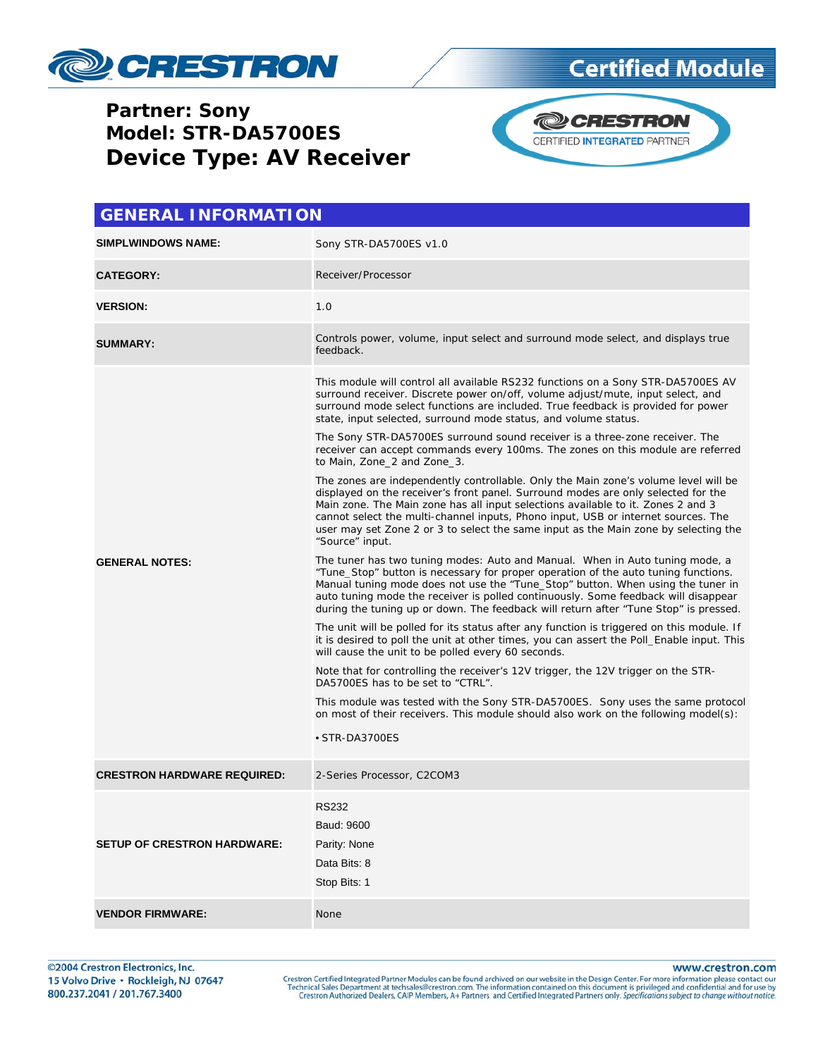# Partner: Sony
# Model: STR-DA5700ES
# Device Type: AV Receiver

## GENERAL INFORMATION

| | |
|---|---|
| **SIMPLWINDOWS NAME:** | Sony STR-DA5700ES v1.0 |
| **CATEGORY:** | Receiver/Processor |
| **VERSION:** | 1.0 |
| **SUMMARY:** | Controls power, volume, input select and surround mode select, and displays true feedback. |
| **GENERAL NOTES:** | This module will control all available RS232 functions on a Sony STR-DA5700ES AV surround receiver. Discrete power on/off, volume adjust/mute, input select, and surround mode select functions are included. True feedback is provided for power state, input selected, surround mode status, and volume status.<br><br>The Sony STR-DA5700ES surround sound receiver is a three-zone receiver. The receiver can accept commands every 100ms. The zones on this module are referred to Main, Zone_2 and Zone_3.<br><br>The zones are independently controllable. Only the Main zone's volume level will be displayed on the receiver's front panel. Surround modes are only selected for the Main zone. The Main zone has all input selections available to it. Zones 2 and 3 cannot select the multi-channel inputs, Phono input, USB or internet sources. The user may set Zone 2 or 3 to select the same input as the Main zone by selecting the "Source" input.<br><br>The tuner has two tuning modes: Auto and Manual. When in Auto tuning mode, a "Tune_Stop" button is necessary for proper operation of the auto tuning functions. Manual tuning mode does not use the "Tune_Stop" button. When using the tuner in auto tuning mode the receiver is polled continuously. Some feedback will disappear during the tuning up or down. The feedback will return after "Tune Stop" is pressed.<br><br>The unit will be polled for its status after any function is triggered on this module. If it is desired to poll the unit at other times, you can assert the Poll_Enable input. This will cause the unit to be polled every 60 seconds.<br><br>Note that for controlling the receiver's 12V trigger, the 12V trigger on the STR-DA5700ES has to be set to "CTRL".<br><br>This module was tested with the Sony STR-DA5700ES. Sony uses the same protocol on most of their receivers. This module should also work on the following model(s):<br><br>• STR-DA3700ES |
| **CRESTRON HARDWARE REQUIRED:** | 2-Series Processor, C2COM3 |
| **SETUP OF CRESTRON HARDWARE:** | RS232<br>Baud: 9600<br>Parity: None<br>Data Bits: 8<br>Stop Bits: 1 |
| **VENDOR FIRMWARE:** | None |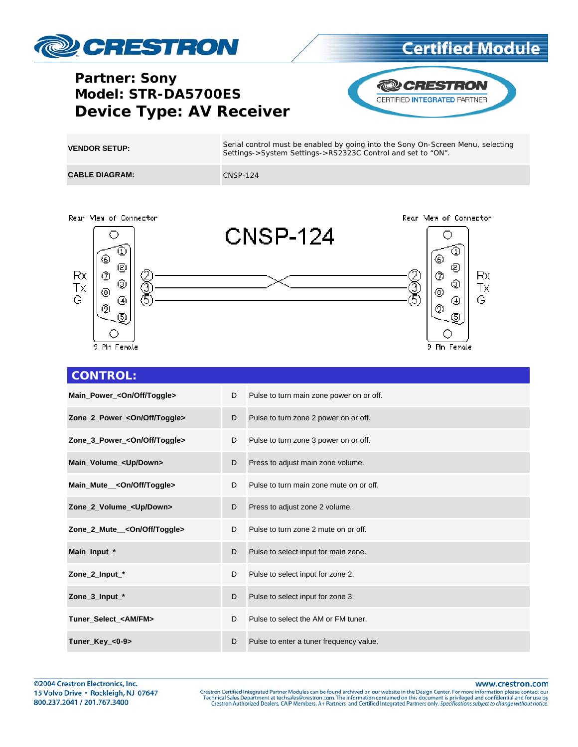**Partner: Sony**
**Model: STR-DA5700ES**
# Device Type: AV Receiver

| | |
|---|---|
| **VENDOR SETUP:** | Serial control must be enabled by going into the Sony On-Screen Menu, selecting Settings->System Settings->RS2323C Control and set to "ON". |
| **CABLE DIAGRAM:** | CNSP-124 |

CNSP-124

Rear View of Connector — 9 Pin Female: Rx ②, Tx ③, G ⑤ (pins 2 and 3 crossed, pin 5 straight) — Rear View of Connector — 9 Pin Female: Rx ②, Tx ③, G ⑤

## CONTROL:

| | | |
|---|---|---|
| **Main_Power_<On/Off/Toggle>** | D | Pulse to turn main zone power on or off. |
| **Zone_2_Power_<On/Off/Toggle>** | D | Pulse to turn zone 2 power on or off. |
| **Zone_3_Power_<On/Off/Toggle>** | D | Pulse to turn zone 3 power on or off. |
| **Main_Volume_<Up/Down>** | D | Press to adjust main zone volume. |
| **Main_Mute__<On/Off/Toggle>** | D | Pulse to turn main zone mute on or off. |
| **Zone_2_Volume_<Up/Down>** | D | Press to adjust zone 2 volume. |
| **Zone_2_Mute__<On/Off/Toggle>** | D | Pulse to turn zone 2 mute on or off. |
| **Main_Input_*** | D | Pulse to select input for main zone. |
| **Zone_2_Input_*** | D | Pulse to select input for zone 2. |
| **Zone_3_Input_*** | D | Pulse to select input for zone 3. |
| **Tuner_Select_<AM/FM>** | D | Pulse to select the AM or FM tuner. |
| **Tuner_Key_<0-9>** | D | Pulse to enter a tuner frequency value. |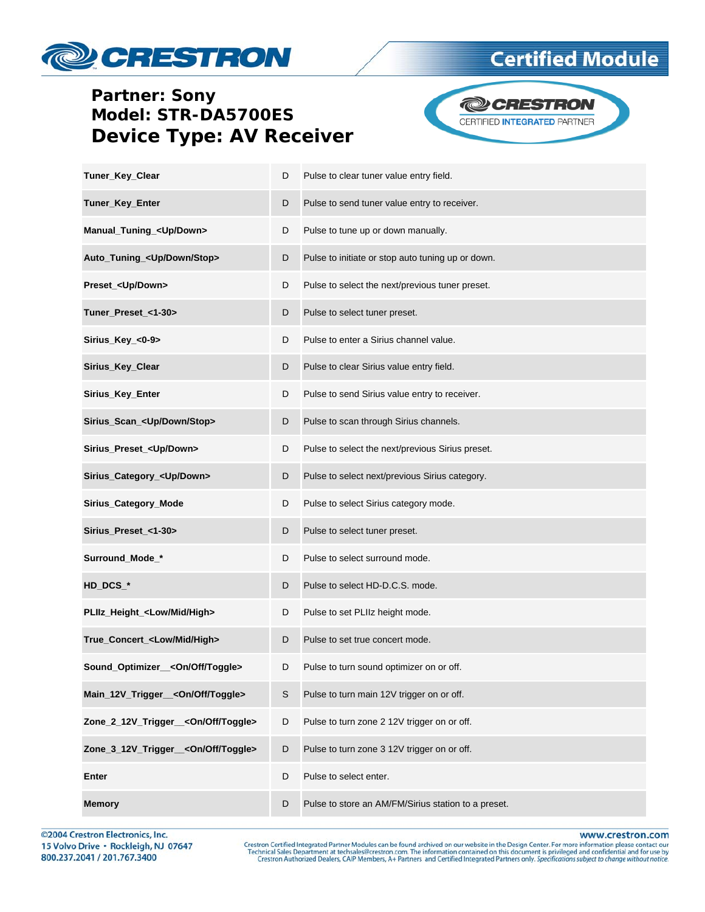**Partner: Sony**
**Model: STR-DA5700ES**
**Device Type: AV Receiver**

| | | |
|---|---|---|
| **Tuner_Key_Clear** | D | Pulse to clear tuner value entry field. |
| **Tuner_Key_Enter** | D | Pulse to send tuner value entry to receiver. |
| **Manual_Tuning_<Up/Down>** | D | Pulse to tune up or down manually. |
| **Auto_Tuning_<Up/Down/Stop>** | D | Pulse to initiate or stop auto tuning up or down. |
| **Preset_<Up/Down>** | D | Pulse to select the next/previous tuner preset. |
| **Tuner_Preset_<1-30>** | D | Pulse to select tuner preset. |
| **Sirius_Key_<0-9>** | D | Pulse to enter a Sirius channel value. |
| **Sirius_Key_Clear** | D | Pulse to clear Sirius value entry field. |
| **Sirius_Key_Enter** | D | Pulse to send Sirius value entry to receiver. |
| **Sirius_Scan_<Up/Down/Stop>** | D | Pulse to scan through Sirius channels. |
| **Sirius_Preset_<Up/Down>** | D | Pulse to select the next/previous Sirius preset. |
| **Sirius_Category_<Up/Down>** | D | Pulse to select next/previous Sirius category. |
| **Sirius_Category_Mode** | D | Pulse to select Sirius category mode. |
| **Sirius_Preset_<1-30>** | D | Pulse to select tuner preset. |
| **Surround_Mode_*** | D | Pulse to select surround mode. |
| **HD_DCS_*** | D | Pulse to select HD-D.C.S. mode. |
| **PLIIz_Height_<Low/Mid/High>** | D | Pulse to set PLIIz height mode. |
| **True_Concert_<Low/Mid/High>** | D | Pulse to set true concert mode. |
| **Sound_Optimizer__<On/Off/Toggle>** | D | Pulse to turn sound optimizer on or off. |
| **Main_12V_Trigger__<On/Off/Toggle>** | S | Pulse to turn main 12V trigger on or off. |
| **Zone_2_12V_Trigger__<On/Off/Toggle>** | D | Pulse to turn zone 2 12V trigger on or off. |
| **Zone_3_12V_Trigger__<On/Off/Toggle>** | D | Pulse to turn zone 3 12V trigger on or off. |
| **Enter** | D | Pulse to select enter. |
| **Memory** | D | Pulse to store an AM/FM/Sirius station to a preset. |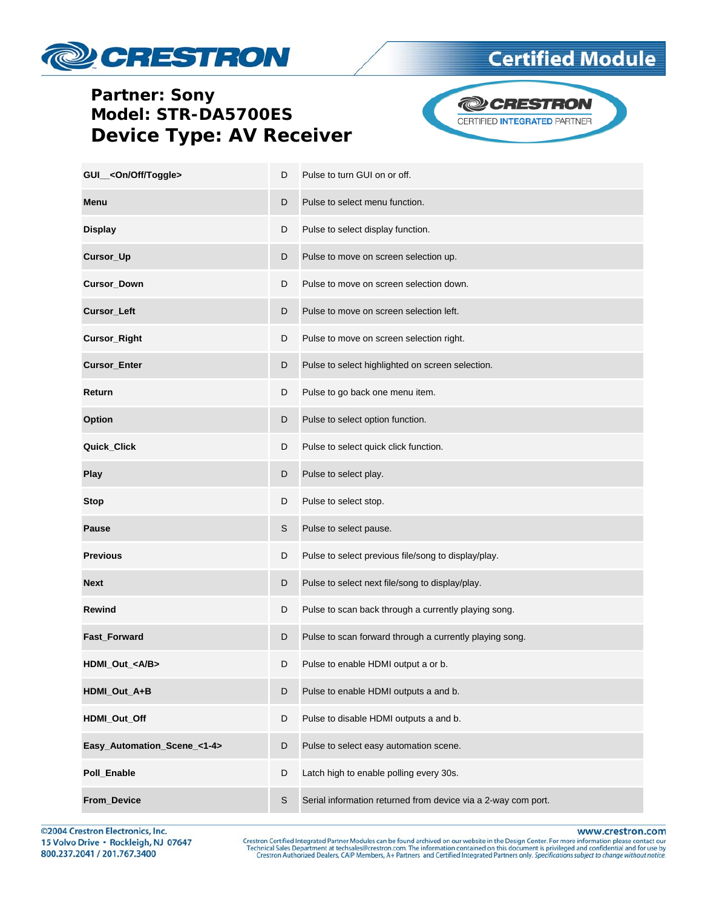**Partner: Sony**
**Model: STR-DA5700ES**
**Device Type: AV Receiver**

| | | |
|---|---|---|
| **GUI__<On/Off/Toggle>** | D | Pulse to turn GUI on or off. |
| **Menu** | D | Pulse to select menu function. |
| **Display** | D | Pulse to select display function. |
| **Cursor_Up** | D | Pulse to move on screen selection up. |
| **Cursor_Down** | D | Pulse to move on screen selection down. |
| **Cursor_Left** | D | Pulse to move on screen selection left. |
| **Cursor_Right** | D | Pulse to move on screen selection right. |
| **Cursor_Enter** | D | Pulse to select highlighted on screen selection. |
| **Return** | D | Pulse to go back one menu item. |
| **Option** | D | Pulse to select option function. |
| **Quick_Click** | D | Pulse to select quick click function. |
| **Play** | D | Pulse to select play. |
| **Stop** | D | Pulse to select stop. |
| **Pause** | S | Pulse to select pause. |
| **Previous** | D | Pulse to select previous file/song to display/play. |
| **Next** | D | Pulse to select next file/song to display/play. |
| **Rewind** | D | Pulse to scan back through a currently playing song. |
| **Fast_Forward** | D | Pulse to scan forward through a currently playing song. |
| **HDMI_Out_<A/B>** | D | Pulse to enable HDMI output a or b. |
| **HDMI_Out_A+B** | D | Pulse to enable HDMI outputs a and b. |
| **HDMI_Out_Off** | D | Pulse to disable HDMI outputs a and b. |
| **Easy_Automation_Scene_<1-4>** | D | Pulse to select easy automation scene. |
| **Poll_Enable** | D | Latch high to enable polling every 30s. |
| **From_Device** | S | Serial information returned from device via a 2-way com port. |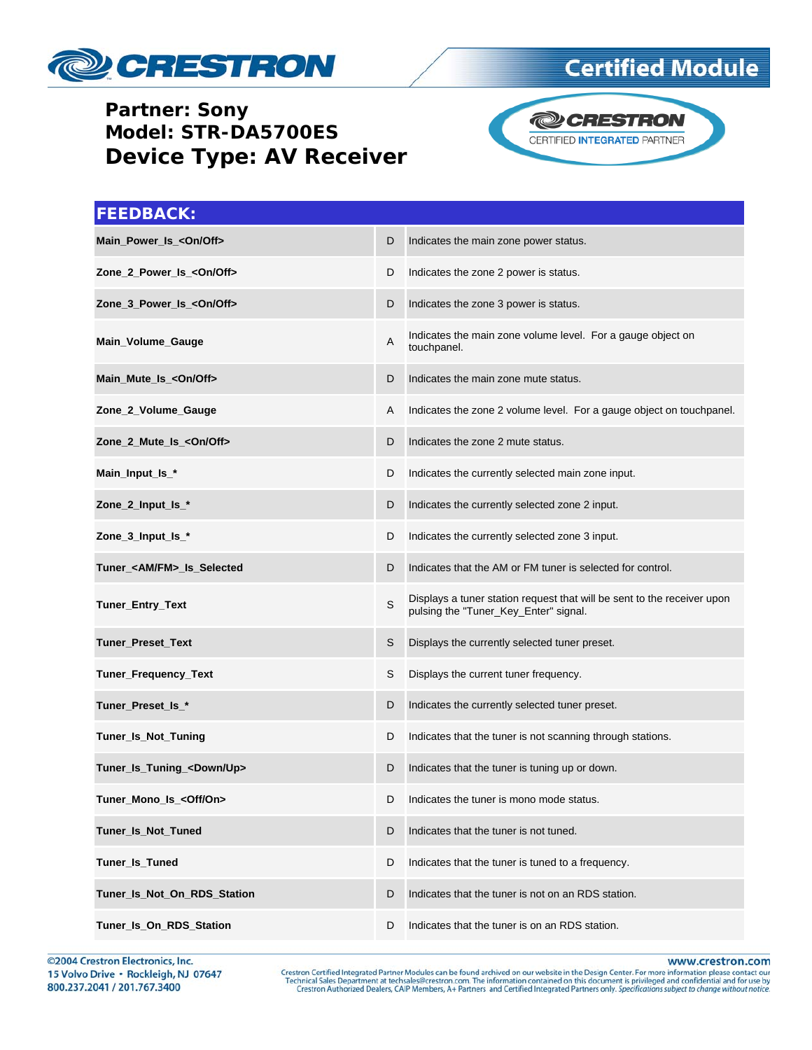Partner: Sony
Model: STR-DA5700ES
**Device Type: AV Receiver**

## FEEDBACK:

| | | |
|---|---|---|
| **Main_Power_Is_<On/Off>** | D | Indicates the main zone power status. |
| **Zone_2_Power_Is_<On/Off>** | D | Indicates the zone 2 power is status. |
| **Zone_3_Power_Is_<On/Off>** | D | Indicates the zone 3 power is status. |
| **Main_Volume_Gauge** | A | Indicates the main zone volume level. For a gauge object on touchpanel. |
| **Main_Mute_Is_<On/Off>** | D | Indicates the main zone mute status. |
| **Zone_2_Volume_Gauge** | A | Indicates the zone 2 volume level. For a gauge object on touchpanel. |
| **Zone_2_Mute_Is_<On/Off>** | D | Indicates the zone 2 mute status. |
| **Main_Input_Is_*** | D | Indicates the currently selected main zone input. |
| **Zone_2_Input_Is_*** | D | Indicates the currently selected zone 2 input. |
| **Zone_3_Input_Is_*** | D | Indicates the currently selected zone 3 input. |
| **Tuner_<AM/FM>_Is_Selected** | D | Indicates that the AM or FM tuner is selected for control. |
| **Tuner_Entry_Text** | S | Displays a tuner station request that will be sent to the receiver upon pulsing the "Tuner_Key_Enter" signal. |
| **Tuner_Preset_Text** | S | Displays the currently selected tuner preset. |
| **Tuner_Frequency_Text** | S | Displays the current tuner frequency. |
| **Tuner_Preset_Is_*** | D | Indicates the currently selected tuner preset. |
| **Tuner_Is_Not_Tuning** | D | Indicates that the tuner is not scanning through stations. |
| **Tuner_Is_Tuning_<Down/Up>** | D | Indicates that the tuner is tuning up or down. |
| **Tuner_Mono_Is_<Off/On>** | D | Indicates the tuner is mono mode status. |
| **Tuner_Is_Not_Tuned** | D | Indicates that the tuner is not tuned. |
| **Tuner_Is_Tuned** | D | Indicates that the tuner is tuned to a frequency. |
| **Tuner_Is_Not_On_RDS_Station** | D | Indicates that the tuner is not on an RDS station. |
| **Tuner_Is_On_RDS_Station** | D | Indicates that the tuner is on an RDS station. |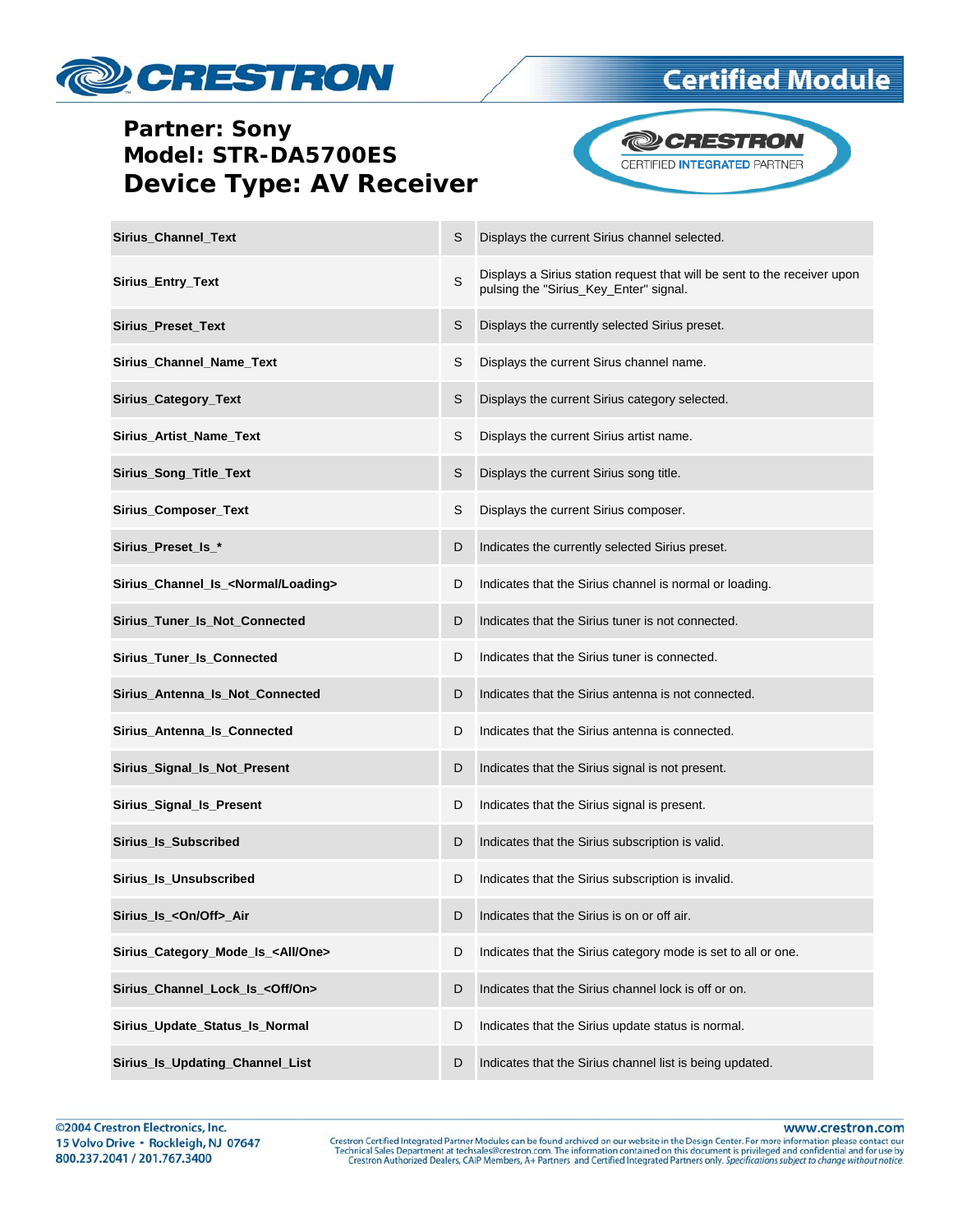**Partner: Sony**
**Model: STR-DA5700ES**
**Device Type: AV Receiver**

| | | |
|---|---|---|
| **Sirius_Channel_Text** | S | Displays the current Sirius channel selected. |
| **Sirius_Entry_Text** | S | Displays a Sirius station request that will be sent to the receiver upon pulsing the "Sirius_Key_Enter" signal. |
| **Sirius_Preset_Text** | S | Displays the currently selected Sirius preset. |
| **Sirius_Channel_Name_Text** | S | Displays the current Sirus channel name. |
| **Sirius_Category_Text** | S | Displays the current Sirius category selected. |
| **Sirius_Artist_Name_Text** | S | Displays the current Sirius artist name. |
| **Sirius_Song_Title_Text** | S | Displays the current Sirius song title. |
| **Sirius_Composer_Text** | S | Displays the current Sirius composer. |
| **Sirius_Preset_Is_*** | D | Indicates the currently selected Sirius preset. |
| **Sirius_Channel_Is_<Normal/Loading>** | D | Indicates that the Sirius channel is normal or loading. |
| **Sirius_Tuner_Is_Not_Connected** | D | Indicates that the Sirius tuner is not connected. |
| **Sirius_Tuner_Is_Connected** | D | Indicates that the Sirius tuner is connected. |
| **Sirius_Antenna_Is_Not_Connected** | D | Indicates that the Sirius antenna is not connected. |
| **Sirius_Antenna_Is_Connected** | D | Indicates that the Sirius antenna is connected. |
| **Sirius_Signal_Is_Not_Present** | D | Indicates that the Sirius signal is not present. |
| **Sirius_Signal_Is_Present** | D | Indicates that the Sirius signal is present. |
| **Sirius_Is_Subscribed** | D | Indicates that the Sirius subscription is valid. |
| **Sirius_Is_Unsubscribed** | D | Indicates that the Sirius subscription is invalid. |
| **Sirius_Is_<On/Off>_Air** | D | Indicates that the Sirius is on or off air. |
| **Sirius_Category_Mode_Is_<All/One>** | D | Indicates that the Sirius category mode is set to all or one. |
| **Sirius_Channel_Lock_Is_<Off/On>** | D | Indicates that the Sirius channel lock is off or on. |
| **Sirius_Update_Status_Is_Normal** | D | Indicates that the Sirius update status is normal. |
| **Sirius_Is_Updating_Channel_List** | D | Indicates that the Sirius channel list is being updated. |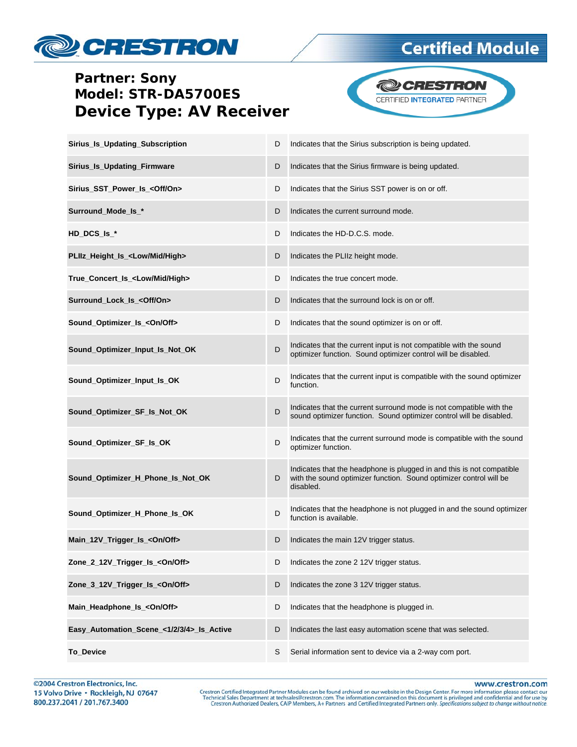**Partner: Sony**
**Model: STR-DA5700ES**
**Device Type: AV Receiver**

| | | |
|---|---|---|
| **Sirius_Is_Updating_Subscription** | D | Indicates that the Sirius subscription is being updated. |
| **Sirius_Is_Updating_Firmware** | D | Indicates that the Sirius firmware is being updated. |
| **Sirius_SST_Power_Is_<Off/On>** | D | Indicates that the Sirius SST power is on or off. |
| **Surround_Mode_Is_*** | D | Indicates the current surround mode. |
| **HD_DCS_Is_*** | D | Indicates the HD-D.C.S. mode. |
| **PLIIz_Height_Is_<Low/Mid/High>** | D | Indicates the PLIIz height mode. |
| **True_Concert_Is_<Low/Mid/High>** | D | Indicates the true concert mode. |
| **Surround_Lock_Is_<Off/On>** | D | Indicates that the surround lock is on or off. |
| **Sound_Optimizer_Is_<On/Off>** | D | Indicates that the sound optimizer is on or off. |
| **Sound_Optimizer_Input_Is_Not_OK** | D | Indicates that the current input is not compatible with the sound optimizer function. Sound optimizer control will be disabled. |
| **Sound_Optimizer_Input_Is_OK** | D | Indicates that the current input is compatible with the sound optimizer function. |
| **Sound_Optimizer_SF_Is_Not_OK** | D | Indicates that the current surround mode is not compatible with the sound optimizer function. Sound optimizer control will be disabled. |
| **Sound_Optimizer_SF_Is_OK** | D | Indicates that the current surround mode is compatible with the sound optimizer function. |
| **Sound_Optimizer_H_Phone_Is_Not_OK** | D | Indicates that the headphone is plugged in and this is not compatible with the sound optimizer function. Sound optimizer control will be disabled. |
| **Sound_Optimizer_H_Phone_Is_OK** | D | Indicates that the headphone is not plugged in and the sound optimizer function is available. |
| **Main_12V_Trigger_Is_<On/Off>** | D | Indicates the main 12V trigger status. |
| **Zone_2_12V_Trigger_Is_<On/Off>** | D | Indicates the zone 2 12V trigger status. |
| **Zone_3_12V_Trigger_Is_<On/Off>** | D | Indicates the zone 3 12V trigger status. |
| **Main_Headphone_Is_<On/Off>** | D | Indicates that the headphone is plugged in. |
| **Easy_Automation_Scene_<1/2/3/4>_Is_Active** | D | Indicates the last easy automation scene that was selected. |
| **To_Device** | S | Serial information sent to device via a 2-way com port. |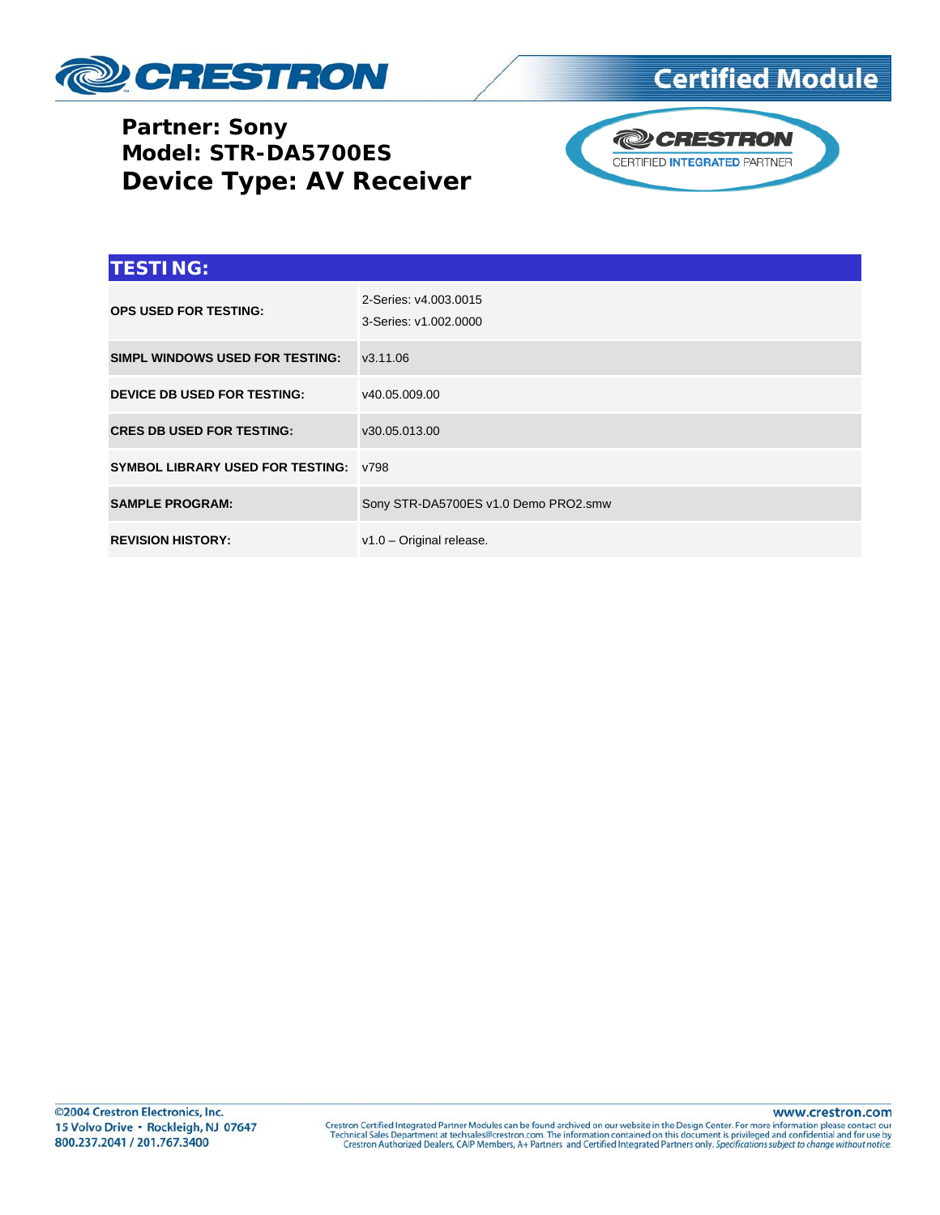**Partner: Sony**
**Model: STR-DA5700ES**
**Device Type: AV Receiver**

## TESTING:

| | |
|---|---|
| **OPS USED FOR TESTING:** | 2-Series: v4.003.0015<br>3-Series: v1.002.0000 |
| **SIMPL WINDOWS USED FOR TESTING:** | v3.11.06 |
| **DEVICE DB USED FOR TESTING:** | v40.05.009.00 |
| **CRES DB USED FOR TESTING:** | v30.05.013.00 |
| **SYMBOL LIBRARY USED FOR TESTING:** | v798 |
| **SAMPLE PROGRAM:** | Sony STR-DA5700ES v1.0 Demo PRO2.smw |
| **REVISION HISTORY:** | v1.0 – Original release. |